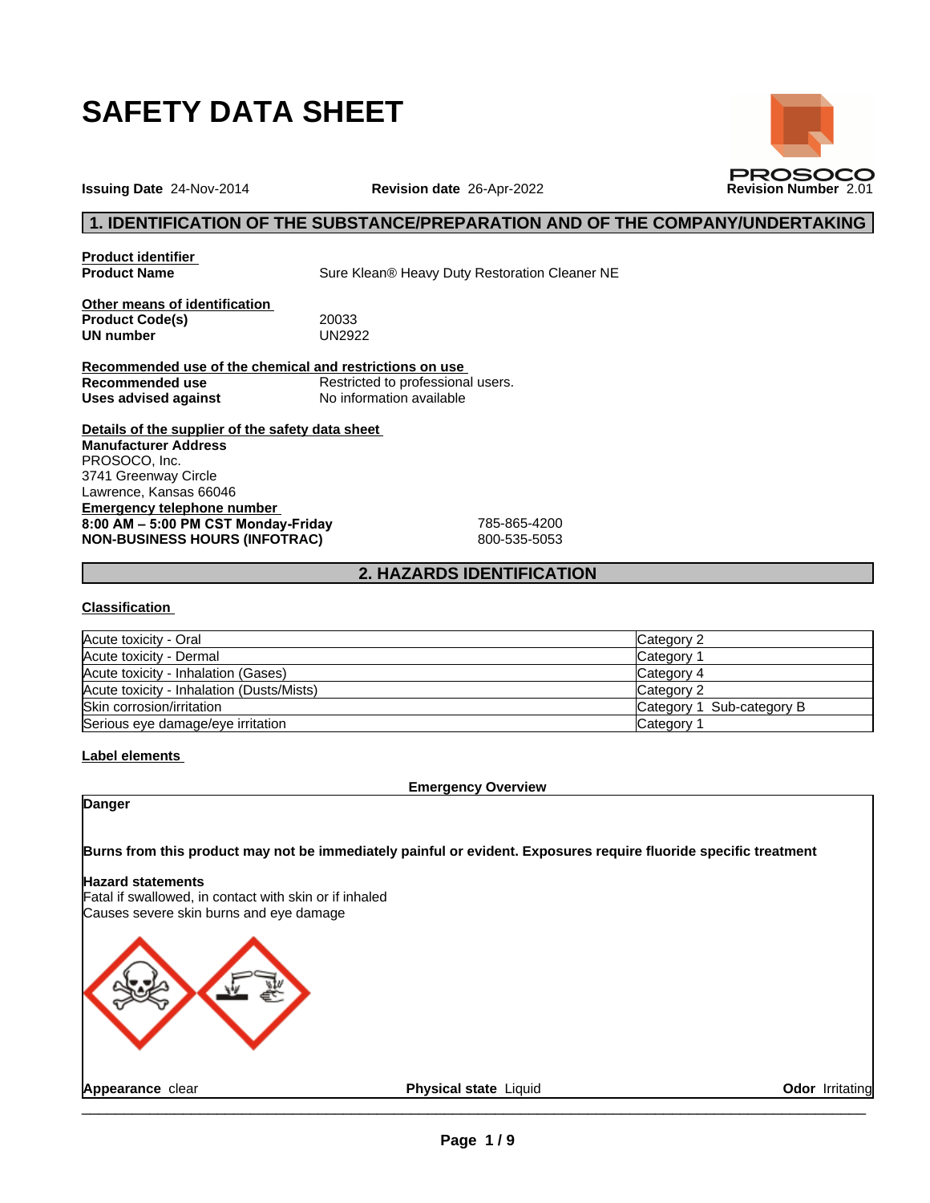# SAFETY DATA SHEET

PROSOCO

**Issuing Date** 24-Nov-2014 **Revision date** 26-Apr-2022 **Revision Number** 2.01

## 1. IDENTIFICATION OF THE SUBSTANCE/PREPARATION AND OF THE COMPANY/UNDERTAKING

**Product identifier**

**Product Name** Sure Klean® Heavy Duty Restoration Cleaner NE

**Other means of identification**

**Product Code(s)** 20033

**UN number** UN2922

**Recommended use of the chemical and restrictions on use**

**Recommended use** Restricted to professional users.

**Uses advised against** No information available

**Details of the supplier of the safety data sheet**

**Manufacturer Address**
PROSOCO, Inc.
3741 Greenway Circle
Lawrence, Kansas 66046

**Emergency telephone number**

**8:00 AM – 5:00 PM CST Monday-Friday** 785-865-4200

**NON-BUSINESS HOURS (INFOTRAC)** 800-535-5053

## 2. HAZARDS IDENTIFICATION

**Classification**

| | |
|---|---|
| Acute toxicity - Oral | Category 2 |
| Acute toxicity - Dermal | Category 1 |
| Acute toxicity - Inhalation (Gases) | Category 4 |
| Acute toxicity - Inhalation (Dusts/Mists) | Category 2 |
| Skin corrosion/irritation | Category 1 Sub-category B |
| Serious eye damage/eye irritation | Category 1 |

**Label elements**

**Emergency Overview**

**Danger**

**Burns from this product may not be immediately painful or evident. Exposures require fluoride specific treatment**

**Hazard statements**

Fatal if swallowed, in contact with skin or if inhaled

Causes severe skin burns and eye damage

**Appearance** clear **Physical state** Liquid **Odor** Irritating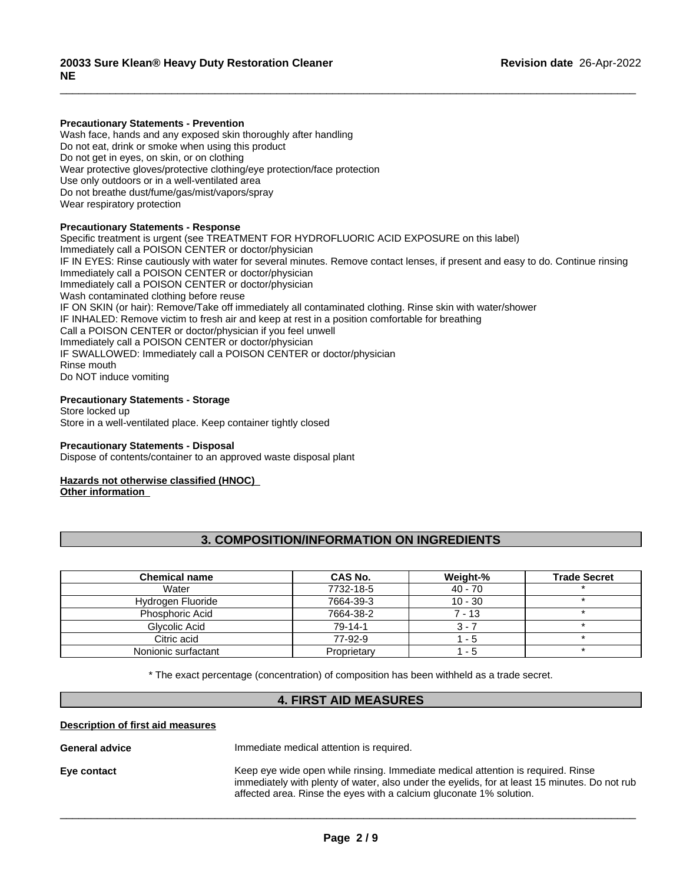**Precautionary Statements - Prevention**

Wash face, hands and any exposed skin thoroughly after handling
Do not eat, drink or smoke when using this product
Do not get in eyes, on skin, or on clothing
Wear protective gloves/protective clothing/eye protection/face protection
Use only outdoors or in a well-ventilated area
Do not breathe dust/fume/gas/mist/vapors/spray
Wear respiratory protection

**Precautionary Statements - Response**

Specific treatment is urgent (see TREATMENT FOR HYDROFLUORIC ACID EXPOSURE on this label)
Immediately call a POISON CENTER or doctor/physician
IF IN EYES: Rinse cautiously with water for several minutes. Remove contact lenses, if present and easy to do. Continue rinsing
Immediately call a POISON CENTER or doctor/physician
Immediately call a POISON CENTER or doctor/physician
Wash contaminated clothing before reuse
IF ON SKIN (or hair): Remove/Take off immediately all contaminated clothing. Rinse skin with water/shower
IF INHALED: Remove victim to fresh air and keep at rest in a position comfortable for breathing
Call a POISON CENTER or doctor/physician if you feel unwell
Immediately call a POISON CENTER or doctor/physician
IF SWALLOWED: Immediately call a POISON CENTER or doctor/physician
Rinse mouth
Do NOT induce vomiting

**Precautionary Statements - Storage**

Store locked up
Store in a well-ventilated place. Keep container tightly closed

**Precautionary Statements - Disposal**

Dispose of contents/container to an approved waste disposal plant

**Hazards not otherwise classified (HNOC)**
**Other information**

## 3. COMPOSITION/INFORMATION ON INGREDIENTS

| Chemical name | CAS No. | Weight-% | Trade Secret |
|---|---|---|---|
| Water | 7732-18-5 | 40 - 70 | * |
| Hydrogen Fluoride | 7664-39-3 | 10 - 30 | * |
| Phosphoric Acid | 7664-38-2 | 7 - 13 | * |
| Glycolic Acid | 79-14-1 | 3 - 7 | * |
| Citric acid | 77-92-9 | 1 - 5 | * |
| Nonionic surfactant | Proprietary | 1 - 5 | * |

* The exact percentage (concentration) of composition has been withheld as a trade secret.

## 4. FIRST AID MEASURES

**Description of first aid measures**

**General advice** Immediate medical attention is required.

**Eye contact** Keep eye wide open while rinsing. Immediate medical attention is required. Rinse immediately with plenty of water, also under the eyelids, for at least 15 minutes. Do not rub affected area. Rinse the eyes with a calcium gluconate 1% solution.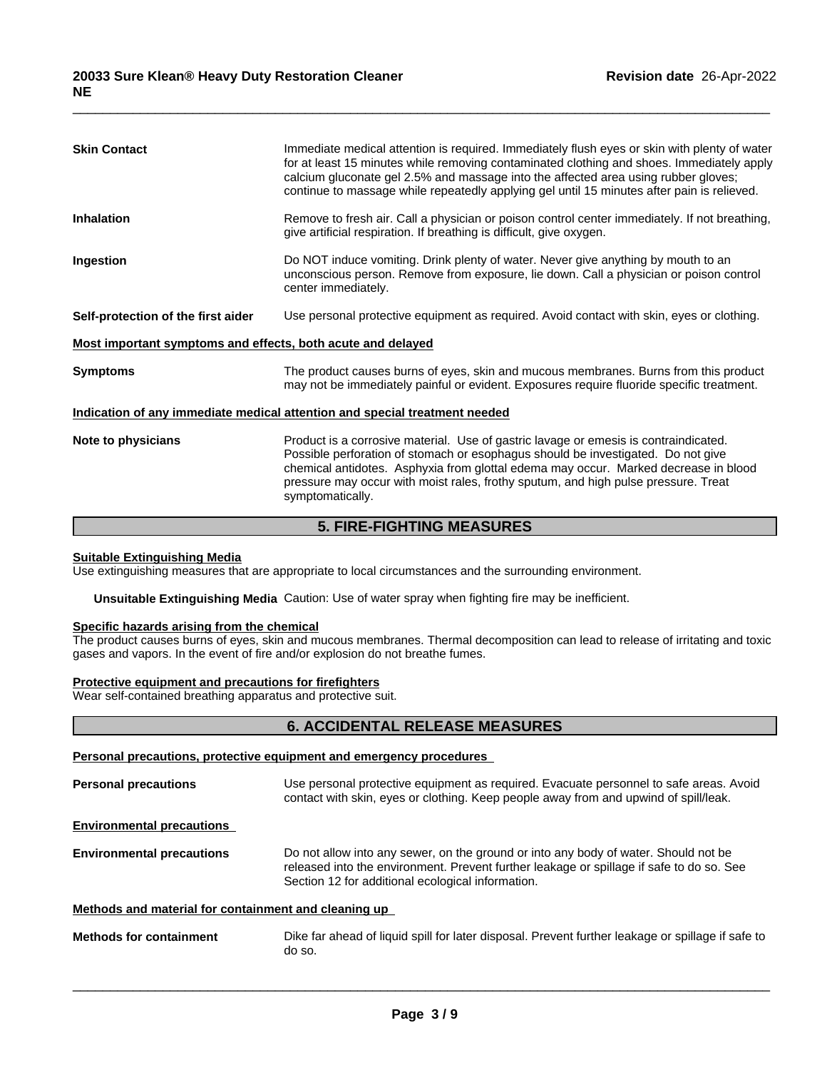| | |
|---|---|
| **Skin Contact** | Immediate medical attention is required. Immediately flush eyes or skin with plenty of water for at least 15 minutes while removing contaminated clothing and shoes. Immediately apply calcium gluconate gel 2.5% and massage into the affected area using rubber gloves; continue to massage while repeatedly applying gel until 15 minutes after pain is relieved. |
| **Inhalation** | Remove to fresh air. Call a physician or poison control center immediately. If not breathing, give artificial respiration. If breathing is difficult, give oxygen. |
| **Ingestion** | Do NOT induce vomiting. Drink plenty of water. Never give anything by mouth to an unconscious person. Remove from exposure, lie down. Call a physician or poison control center immediately. |
| **Self-protection of the first aider** | Use personal protective equipment as required. Avoid contact with skin, eyes or clothing. |

**Most important symptoms and effects, both acute and delayed**

| | |
|---|---|
| **Symptoms** | The product causes burns of eyes, skin and mucous membranes. Burns from this product may not be immediately painful or evident. Exposures require fluoride specific treatment. |

**Indication of any immediate medical attention and special treatment needed**

| | |
|---|---|
| **Note to physicians** | Product is a corrosive material. Use of gastric lavage or emesis is contraindicated. Possible perforation of stomach or esophagus should be investigated. Do not give chemical antidotes. Asphyxia from glottal edema may occur. Marked decrease in blood pressure may occur with moist rales, frothy sputum, and high pulse pressure. Treat symptomatically. |

## 5. FIRE-FIGHTING MEASURES

**Suitable Extinguishing Media**

Use extinguishing measures that are appropriate to local circumstances and the surrounding environment.

**Unsuitable Extinguishing Media** Caution: Use of water spray when fighting fire may be inefficient.

**Specific hazards arising from the chemical**

The product causes burns of eyes, skin and mucous membranes. Thermal decomposition can lead to release of irritating and toxic gases and vapors. In the event of fire and/or explosion do not breathe fumes.

**Protective equipment and precautions for firefighters**

Wear self-contained breathing apparatus and protective suit.

## 6. ACCIDENTAL RELEASE MEASURES

**Personal precautions, protective equipment and emergency procedures**

| | |
|---|---|
| **Personal precautions** | Use personal protective equipment as required. Evacuate personnel to safe areas. Avoid contact with skin, eyes or clothing. Keep people away from and upwind of spill/leak. |

**Environmental precautions**

| | |
|---|---|
| **Environmental precautions** | Do not allow into any sewer, on the ground or into any body of water. Should not be released into the environment. Prevent further leakage or spillage if safe to do so. See Section 12 for additional ecological information. |

**Methods and material for containment and cleaning up**

| | |
|---|---|
| **Methods for containment** | Dike far ahead of liquid spill for later disposal. Prevent further leakage or spillage if safe to do so. |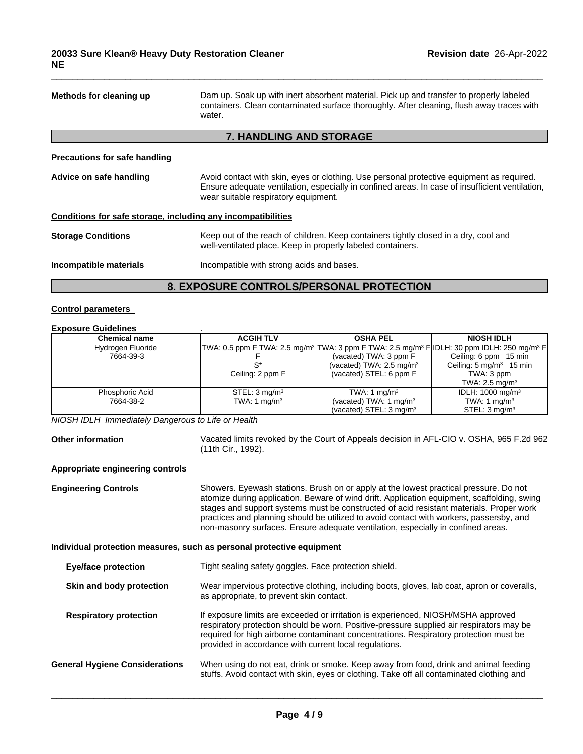**Methods for cleaning up** Dam up. Soak up with inert absorbent material. Pick up and transfer to properly labeled containers. Clean contaminated surface thoroughly. After cleaning, flush away traces with water.

## 7. HANDLING AND STORAGE

**Precautions for safe handling**

**Advice on safe handling** Avoid contact with skin, eyes or clothing. Use personal protective equipment as required. Ensure adequate ventilation, especially in confined areas. In case of insufficient ventilation, wear suitable respiratory equipment.

**Conditions for safe storage, including any incompatibilities**

**Storage Conditions** Keep out of the reach of children. Keep containers tightly closed in a dry, cool and well-ventilated place. Keep in properly labeled containers.

**Incompatible materials** Incompatible with strong acids and bases.

## 8. EXPOSURE CONTROLS/PERSONAL PROTECTION

**Control parameters**

**Exposure Guidelines** .

| Chemical name | ACGIH TLV | OSHA PEL | NIOSH IDLH |
|---|---|---|---|
| Hydrogen Fluoride 7664-39-3 | TWA: 0.5 ppm F TWA: 2.5 mg/m³ F S* Ceiling: 2 ppm F | TWA: 3 ppm F TWA: 2.5 mg/m³ F (vacated) TWA: 3 ppm F (vacated) TWA: 2.5 mg/m³ (vacated) STEL: 6 ppm F | IDLH: 30 ppm IDLH: 250 mg/m³ F Ceiling: 6 ppm 15 min Ceiling: 5 mg/m³ 15 min TWA: 3 ppm TWA: 2.5 mg/m³ |
| Phosphoric Acid 7664-38-2 | STEL: 3 mg/m³ TWA: 1 mg/m³ | TWA: 1 mg/m³ (vacated) TWA: 1 mg/m³ (vacated) STEL: 3 mg/m³ | IDLH: 1000 mg/m³ TWA: 1 mg/m³ STEL: 3 mg/m³ |

*NIOSH IDLH Immediately Dangerous to Life or Health*

**Other information** Vacated limits revoked by the Court of Appeals decision in AFL-CIO v. OSHA, 965 F.2d 962 (11th Cir., 1992).

**Appropriate engineering controls**

**Engineering Controls** Showers. Eyewash stations. Brush on or apply at the lowest practical pressure. Do not atomize during application. Beware of wind drift. Application equipment, scaffolding, swing stages and support systems must be constructed of acid resistant materials. Proper work practices and planning should be utilized to avoid contact with workers, passersby, and non-masonry surfaces. Ensure adequate ventilation, especially in confined areas.

**Individual protection measures, such as personal protective equipment**

**Eye/face protection** Tight sealing safety goggles. Face protection shield.

**Skin and body protection** Wear impervious protective clothing, including boots, gloves, lab coat, apron or coveralls, as appropriate, to prevent skin contact.

**Respiratory protection** If exposure limits are exceeded or irritation is experienced, NIOSH/MSHA approved respiratory protection should be worn. Positive-pressure supplied air respirators may be required for high airborne contaminant concentrations. Respiratory protection must be provided in accordance with current local regulations.

**General Hygiene Considerations** When using do not eat, drink or smoke. Keep away from food, drink and animal feeding stuffs. Avoid contact with skin, eyes or clothing. Take off all contaminated clothing and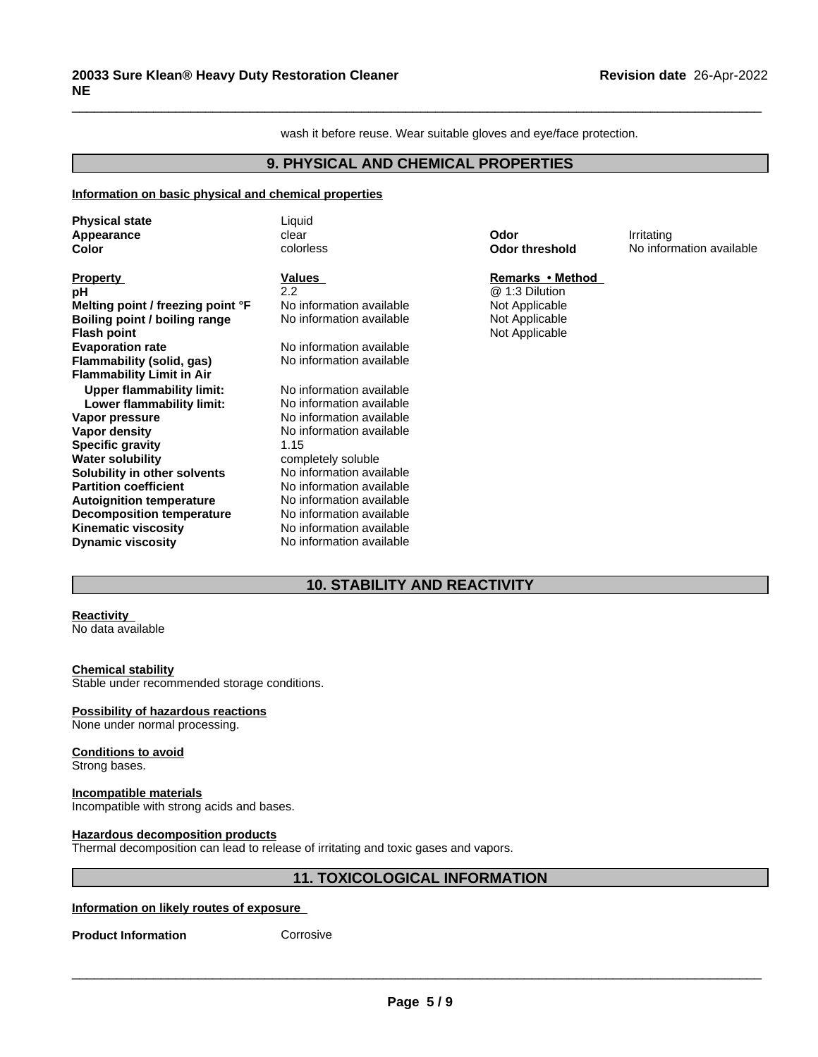wash it before reuse. Wear suitable gloves and eye/face protection.

## 9. PHYSICAL AND CHEMICAL PROPERTIES

**Information on basic physical and chemical properties**

| | | | |
|---|---|---|---|
| **Physical state** | Liquid | | |
| **Appearance** | clear | **Odor** | Irritating |
| **Color** | colorless | **Odor threshold** | No information available |

| **Property** | **Values** | **Remarks • Method** |
|---|---|---|
| **pH** | 2.2 | @ 1:3 Dilution |
| **Melting point / freezing point °F** | No information available | Not Applicable |
| **Boiling point / boiling range** | No information available | Not Applicable |
| **Flash point** | | Not Applicable |
| **Evaporation rate** | No information available | |
| **Flammability (solid, gas)** | No information available | |
| **Flammability Limit in Air** | | |
| **Upper flammability limit:** | No information available | |
| **Lower flammability limit:** | No information available | |
| **Vapor pressure** | No information available | |
| **Vapor density** | No information available | |
| **Specific gravity** | 1.15 | |
| **Water solubility** | completely soluble | |
| **Solubility in other solvents** | No information available | |
| **Partition coefficient** | No information available | |
| **Autoignition temperature** | No information available | |
| **Decomposition temperature** | No information available | |
| **Kinematic viscosity** | No information available | |
| **Dynamic viscosity** | No information available | |

## 10. STABILITY AND REACTIVITY

**Reactivity**
No data available

**Chemical stability**
Stable under recommended storage conditions.

**Possibility of hazardous reactions**
None under normal processing.

**Conditions to avoid**
Strong bases.

**Incompatible materials**
Incompatible with strong acids and bases.

**Hazardous decomposition products**
Thermal decomposition can lead to release of irritating and toxic gases and vapors.

## 11. TOXICOLOGICAL INFORMATION

**Information on likely routes of exposure**

**Product Information** Corrosive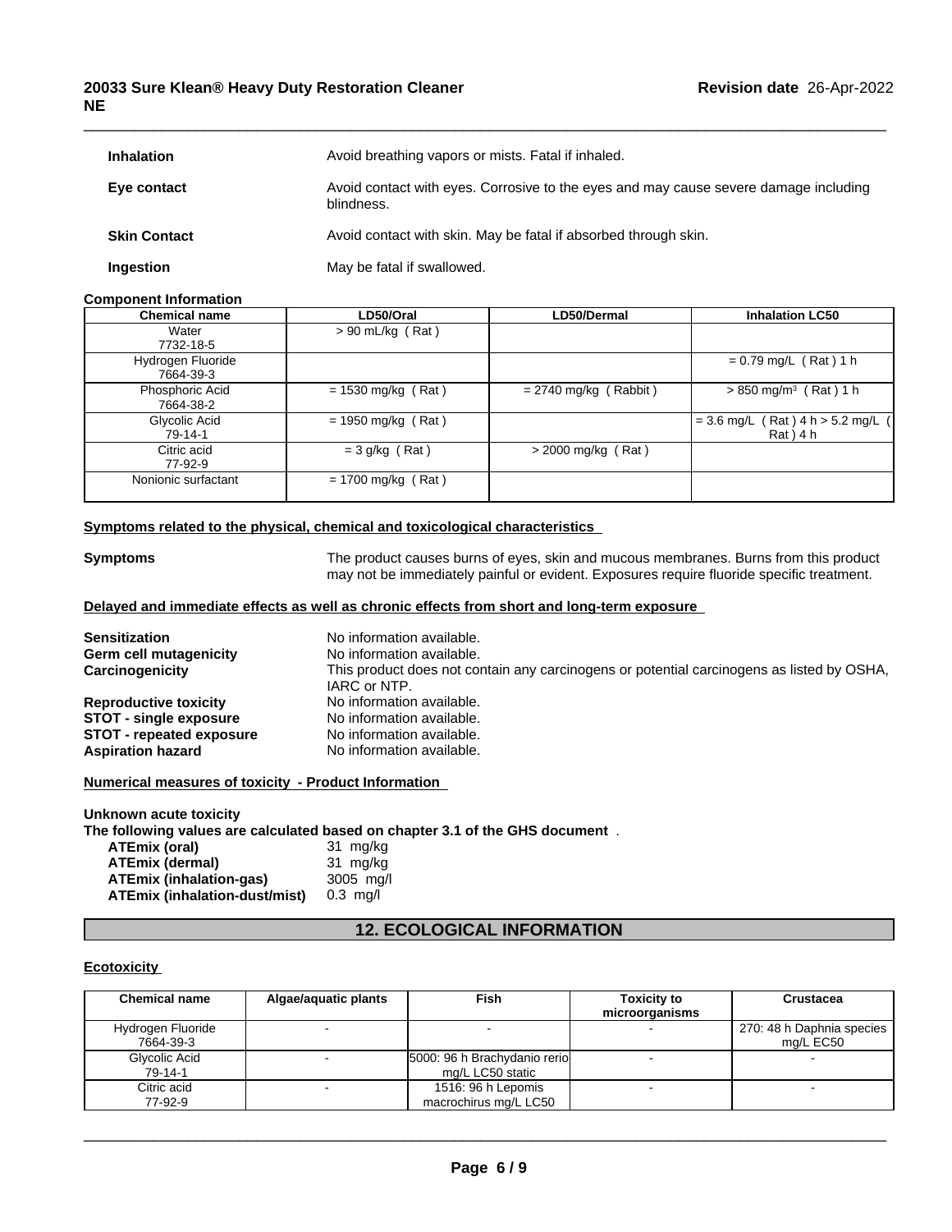| | |
|---|---|
| **Inhalation** | Avoid breathing vapors or mists. Fatal if inhaled. |
| **Eye contact** | Avoid contact with eyes. Corrosive to the eyes and may cause severe damage including blindness. |
| **Skin Contact** | Avoid contact with skin. May be fatal if absorbed through skin. |
| **Ingestion** | May be fatal if swallowed. |

**Component Information**

| Chemical name | LD50/Oral | LD50/Dermal | Inhalation LC50 |
|---|---|---|---|
| Water<br>7732-18-5 | > 90 mL/kg ( Rat ) | | |
| Hydrogen Fluoride<br>7664-39-3 | | | = 0.79 mg/L ( Rat ) 1 h |
| Phosphoric Acid<br>7664-38-2 | = 1530 mg/kg ( Rat ) | = 2740 mg/kg ( Rabbit ) | > 850 mg/m³ ( Rat ) 1 h |
| Glycolic Acid<br>79-14-1 | = 1950 mg/kg ( Rat ) | | = 3.6 mg/L ( Rat ) 4 h > 5.2 mg/L ( Rat ) 4 h |
| Citric acid<br>77-92-9 | = 3 g/kg ( Rat ) | > 2000 mg/kg ( Rat ) | |
| Nonionic surfactant | = 1700 mg/kg ( Rat ) | | |

**Symptoms related to the physical, chemical and toxicological characteristics**

| | |
|---|---|
| **Symptoms** | The product causes burns of eyes, skin and mucous membranes. Burns from this product may not be immediately painful or evident. Exposures require fluoride specific treatment. |

**Delayed and immediate effects as well as chronic effects from short and long-term exposure**

| | |
|---|---|
| **Sensitization** | No information available. |
| **Germ cell mutagenicity** | No information available. |
| **Carcinogenicity** | This product does not contain any carcinogens or potential carcinogens as listed by OSHA, IARC or NTP. |
| **Reproductive toxicity** | No information available. |
| **STOT - single exposure** | No information available. |
| **STOT - repeated exposure** | No information available. |
| **Aspiration hazard** | No information available. |

**Numerical measures of toxicity - Product Information**

**Unknown acute toxicity**

**The following values are calculated based on chapter 3.1 of the GHS document** .

| | |
|---|---|
| **ATEmix (oral)** | 31 mg/kg |
| **ATEmix (dermal)** | 31 mg/kg |
| **ATEmix (inhalation-gas)** | 3005 mg/l |
| **ATEmix (inhalation-dust/mist)** | 0.3 mg/l |

## 12. ECOLOGICAL INFORMATION

**Ecotoxicity**

| Chemical name | Algae/aquatic plants | Fish | Toxicity to microorganisms | Crustacea |
|---|---|---|---|---|
| Hydrogen Fluoride<br>7664-39-3 | - | - | - | 270: 48 h Daphnia species mg/L EC50 |
| Glycolic Acid<br>79-14-1 | - | 5000: 96 h Brachydanio rerio mg/L LC50 static | - | - |
| Citric acid<br>77-92-9 | - | 1516: 96 h Lepomis macrochirus mg/L LC50 | - | - |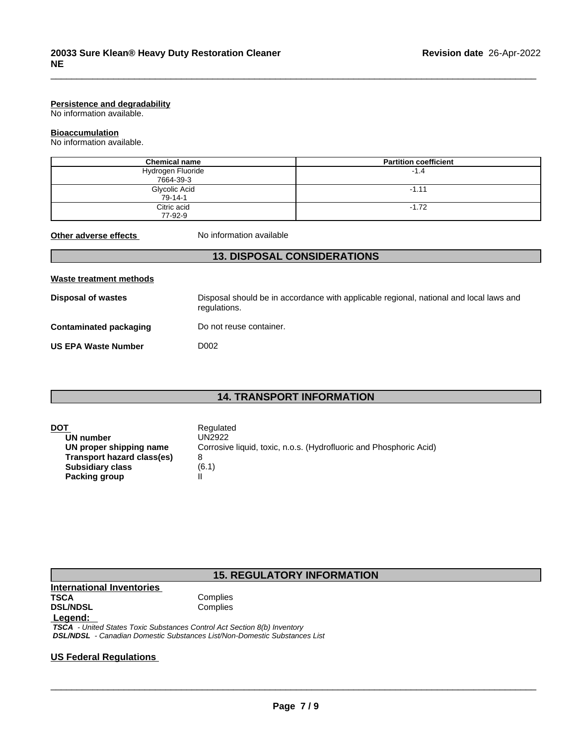**Persistence and degradability**
No information available.

**Bioaccumulation**
No information available.

| Chemical name | Partition coefficient |
|---|---|
| Hydrogen Fluoride 7664-39-3 | -1.4 |
| Glycolic Acid 79-14-1 | -1.11 |
| Citric acid 77-92-9 | -1.72 |

**Other adverse effects** No information available

## 13. DISPOSAL CONSIDERATIONS

**Waste treatment methods**

**Disposal of wastes** Disposal should be in accordance with applicable regional, national and local laws and regulations.

**Contaminated packaging** Do not reuse container.

**US EPA Waste Number** D002

## 14. TRANSPORT INFORMATION

**DOT** Regulated
- **UN number** UN2922
- **UN proper shipping name** Corrosive liquid, toxic, n.o.s. (Hydrofluoric and Phosphoric Acid)
- **Transport hazard class(es)** 8
- **Subsidiary class** (6.1)
- **Packing group** II

## 15. REGULATORY INFORMATION

**International Inventories**

**TSCA** Complies
**DSL/NDSL** Complies

**Legend:**
*TSCA - United States Toxic Substances Control Act Section 8(b) Inventory*
*DSL/NDSL - Canadian Domestic Substances List/Non-Domestic Substances List*

**US Federal Regulations**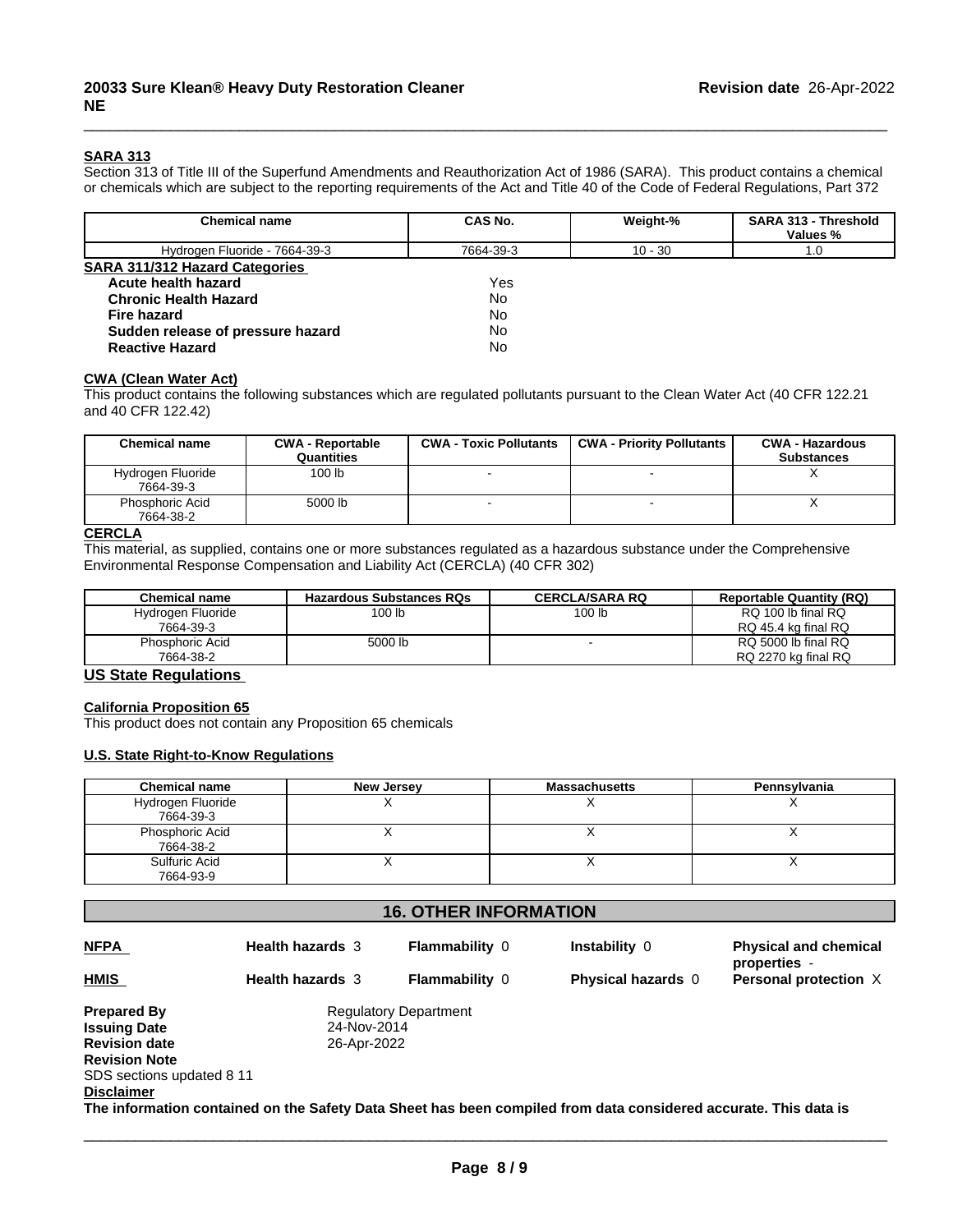### SARA 313

Section 313 of Title III of the Superfund Amendments and Reauthorization Act of 1986 (SARA). This product contains a chemical or chemicals which are subject to the reporting requirements of the Act and Title 40 of the Code of Federal Regulations, Part 372

| Chemical name | CAS No. | Weight-% | SARA 313 - Threshold Values % |
|---|---|---|---|
| Hydrogen Fluoride - 7664-39-3 | 7664-39-3 | 10 - 30 | 1.0 |

### SARA 311/312 Hazard Categories

| | |
|---|---|
| **Acute health hazard** | Yes |
| **Chronic Health Hazard** | No |
| **Fire hazard** | No |
| **Sudden release of pressure hazard** | No |
| **Reactive Hazard** | No |

### CWA (Clean Water Act)

This product contains the following substances which are regulated pollutants pursuant to the Clean Water Act (40 CFR 122.21 and 40 CFR 122.42)

| Chemical name | CWA - Reportable Quantities | CWA - Toxic Pollutants | CWA - Priority Pollutants | CWA - Hazardous Substances |
|---|---|---|---|---|
| Hydrogen Fluoride 7664-39-3 | 100 lb | - | - | X |
| Phosphoric Acid 7664-38-2 | 5000 lb | - | - | X |

### CERCLA

This material, as supplied, contains one or more substances regulated as a hazardous substance under the Comprehensive Environmental Response Compensation and Liability Act (CERCLA) (40 CFR 302)

| Chemical name | Hazardous Substances RQs | CERCLA/SARA RQ | Reportable Quantity (RQ) |
|---|---|---|---|
| Hydrogen Fluoride 7664-39-3 | 100 lb | 100 lb | RQ 100 lb final RQ<br>RQ 45.4 kg final RQ |
| Phosphoric Acid 7664-38-2 | 5000 lb | - | RQ 5000 lb final RQ<br>RQ 2270 kg final RQ |

## US State Regulations

### California Proposition 65

This product does not contain any Proposition 65 chemicals

### U.S. State Right-to-Know Regulations

| Chemical name | New Jersey | Massachusetts | Pennsylvania |
|---|---|---|---|
| Hydrogen Fluoride 7664-39-3 | X | X | X |
| Phosphoric Acid 7664-38-2 | X | X | X |
| Sulfuric Acid 7664-93-9 | X | X | X |

## 16. OTHER INFORMATION

| | | | | |
|---|---|---|---|---|
| **NFPA** | **Health hazards** 3 | **Flammability** 0 | **Instability** 0 | **Physical and chemical properties** - |
| **HMIS** | **Health hazards** 3 | **Flammability** 0 | **Physical hazards** 0 | **Personal protection** X |

**Prepared By** Regulatory Department
**Issuing Date** 24-Nov-2014
**Revision date** 26-Apr-2022
**Revision Note**
SDS sections updated 8 11

**Disclaimer**

**The information contained on the Safety Data Sheet has been compiled from data considered accurate. This data is**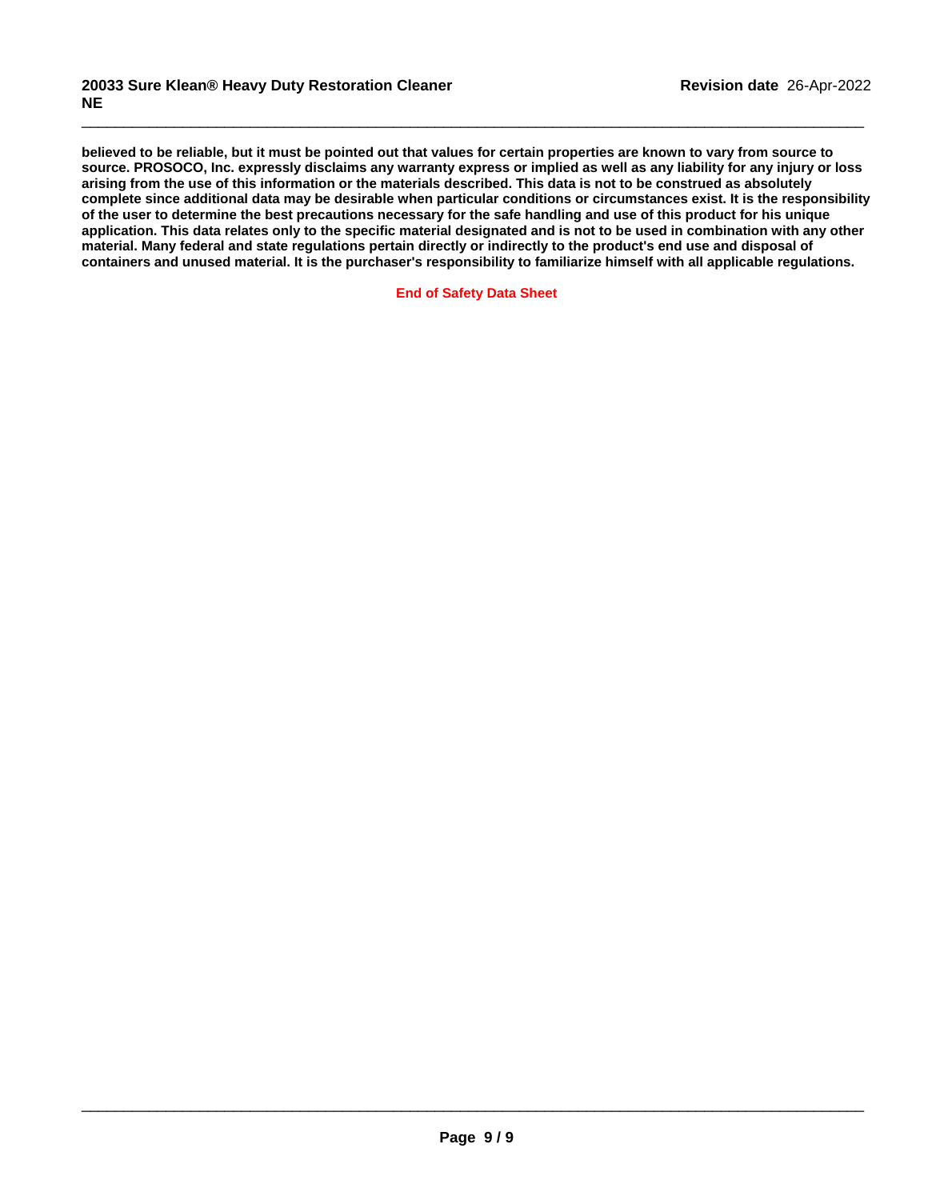**believed to be reliable, but it must be pointed out that values for certain properties are known to vary from source to source. PROSOCO, Inc. expressly disclaims any warranty express or implied as well as any liability for any injury or loss arising from the use of this information or the materials described. This data is not to be construed as absolutely complete since additional data may be desirable when particular conditions or circumstances exist. It is the responsibility of the user to determine the best precautions necessary for the safe handling and use of this product for his unique application. This data relates only to the specific material designated and is not to be used in combination with any other material. Many federal and state regulations pertain directly or indirectly to the product's end use and disposal of containers and unused material. It is the purchaser's responsibility to familiarize himself with all applicable regulations.**

**End of Safety Data Sheet**